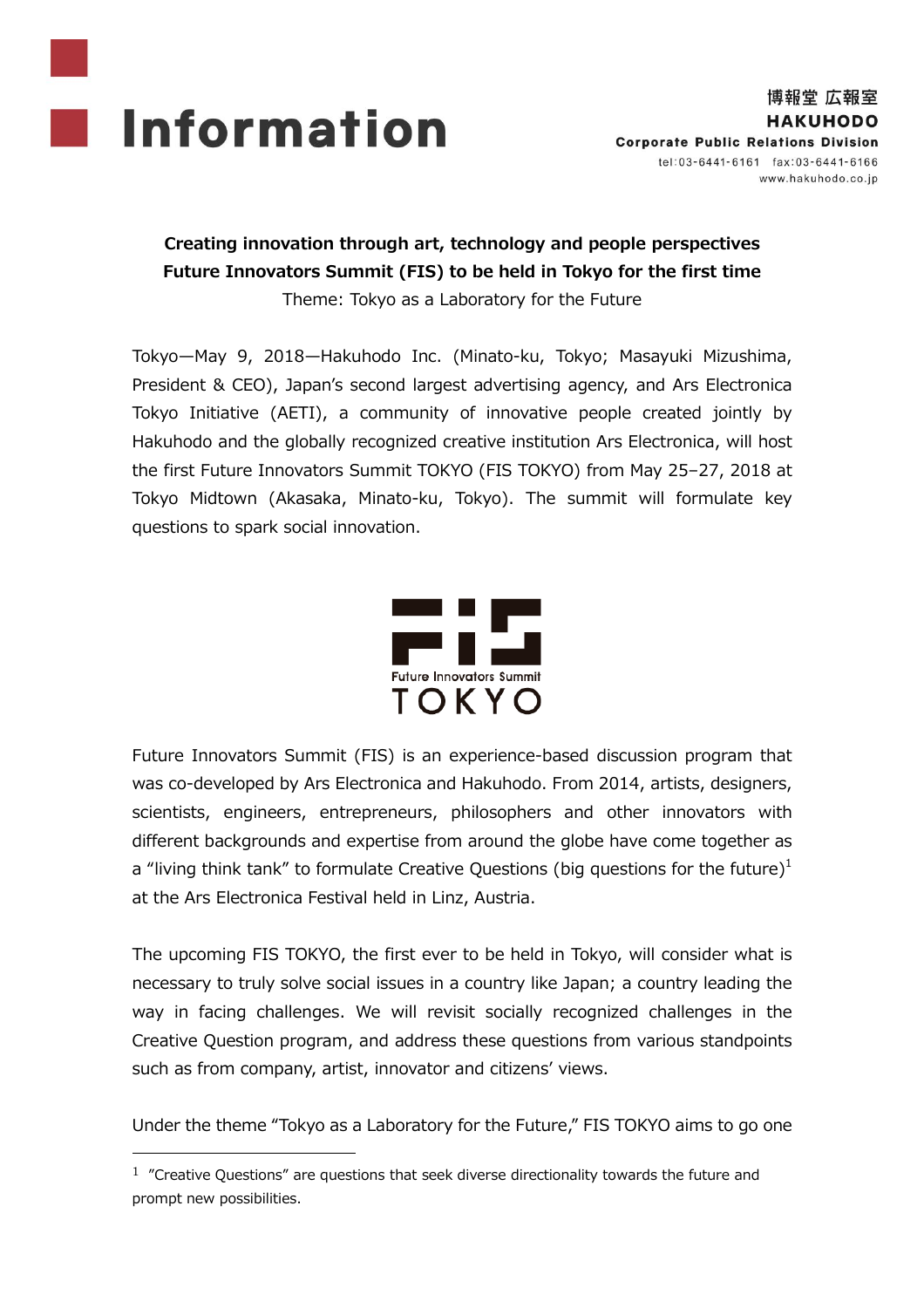# Information

博報堂 広報室
**HAKUHODO**
**Corporate Public Relations Division**
tel:03-6441-6161 fax:03-6441-6166
www.hakuhodo.co.jp

**Creating innovation through art, technology and people perspectives**
**Future Innovators Summit (FIS) to be held in Tokyo for the first time**
Theme: Tokyo as a Laboratory for the Future

Tokyo—May 9, 2018—Hakuhodo Inc. (Minato-ku, Tokyo; Masayuki Mizushima, President & CEO), Japan's second largest advertising agency, and Ars Electronica Tokyo Initiative (AETI), a community of innovative people created jointly by Hakuhodo and the globally recognized creative institution Ars Electronica, will host the first Future Innovators Summit TOKYO (FIS TOKYO) from May 25–27, 2018 at Tokyo Midtown (Akasaka, Minato-ku, Tokyo). The summit will formulate key questions to spark social innovation.

FIS
Future Innovators Summit
TOKYO

Future Innovators Summit (FIS) is an experience-based discussion program that was co-developed by Ars Electronica and Hakuhodo. From 2014, artists, designers, scientists, engineers, entrepreneurs, philosophers and other innovators with different backgrounds and expertise from around the globe have come together as a "living think tank" to formulate Creative Questions (big questions for the future)[1] at the Ars Electronica Festival held in Linz, Austria.

The upcoming FIS TOKYO, the first ever to be held in Tokyo, will consider what is necessary to truly solve social issues in a country like Japan; a country leading the way in facing challenges. We will revisit socially recognized challenges in the Creative Question program, and address these questions from various standpoints such as from company, artist, innovator and citizens' views.

Under the theme "Tokyo as a Laboratory for the Future," FIS TOKYO aims to go one

[1] "Creative Questions" are questions that seek diverse directionality towards the future and prompt new possibilities.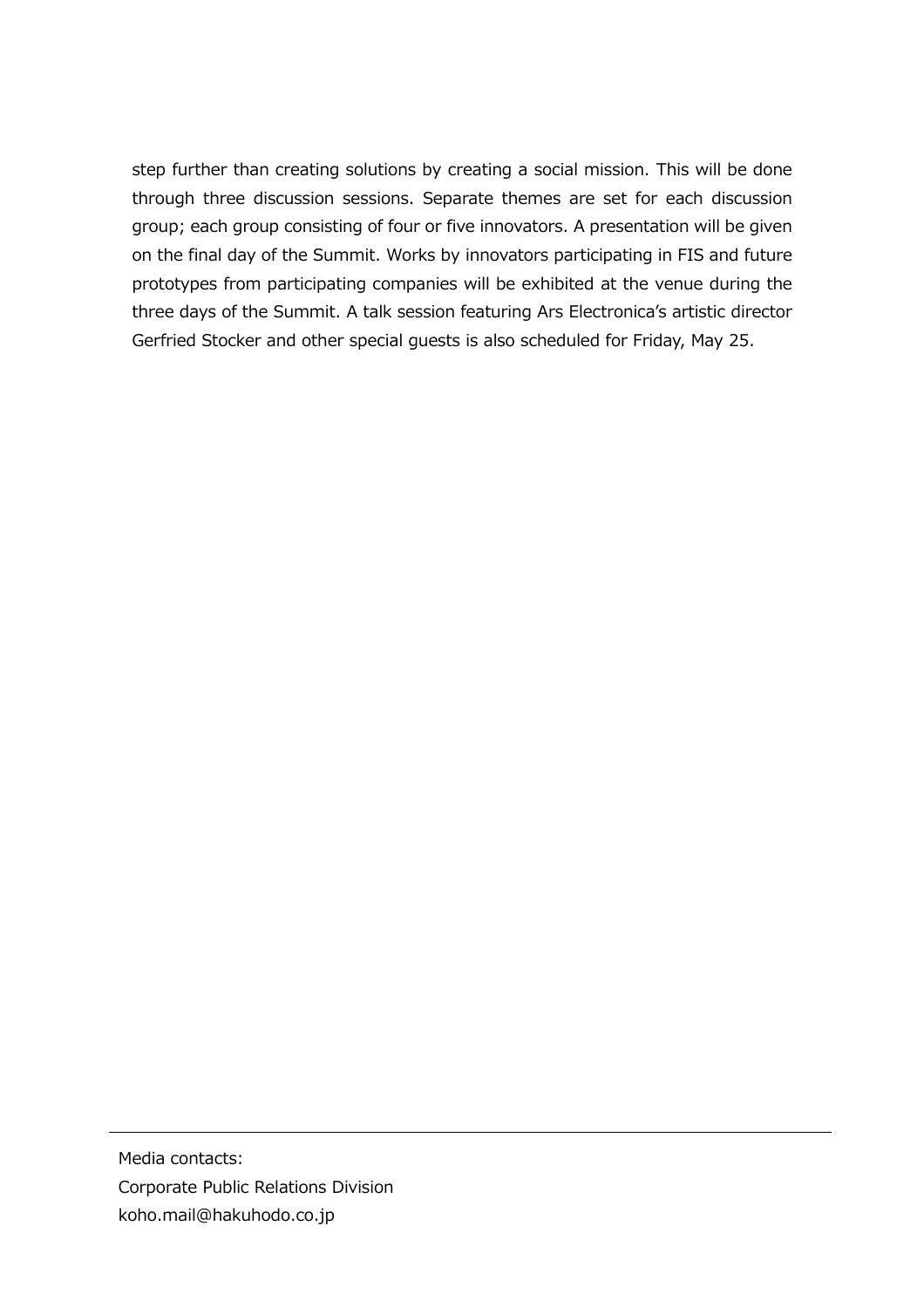step further than creating solutions by creating a social mission. This will be done through three discussion sessions. Separate themes are set for each discussion group; each group consisting of four or five innovators. A presentation will be given on the final day of the Summit. Works by innovators participating in FIS and future prototypes from participating companies will be exhibited at the venue during the three days of the Summit. A talk session featuring Ars Electronica's artistic director Gerfried Stocker and other special guests is also scheduled for Friday, May 25.

---

Media contacts:
Corporate Public Relations Division
koho.mail@hakuhodo.co.jp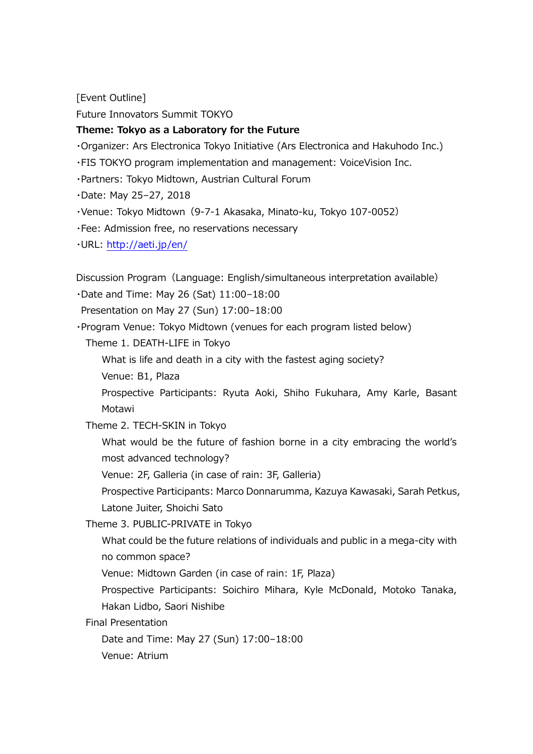[Event Outline]

Future Innovators Summit TOKYO

**Theme: Tokyo as a Laboratory for the Future**

- Organizer: Ars Electronica Tokyo Initiative (Ars Electronica and Hakuhodo Inc.)
- FIS TOKYO program implementation and management: VoiceVision Inc.
- Partners: Tokyo Midtown, Austrian Cultural Forum
- Date: May 25–27, 2018
- Venue: Tokyo Midtown（9-7-1 Akasaka, Minato-ku, Tokyo 107-0052）
- Fee: Admission free, no reservations necessary
- URL: http://aeti.jp/en/

Discussion Program（Language: English/simultaneous interpretation available）

- Date and Time: May 26 (Sat) 11:00–18:00
  Presentation on May 27 (Sun) 17:00–18:00
- Program Venue: Tokyo Midtown (venues for each program listed below)
  - Theme 1. DEATH-LIFE in Tokyo
    - What is life and death in a city with the fastest aging society?
    - Venue: B1, Plaza
    - Prospective Participants: Ryuta Aoki, Shiho Fukuhara, Amy Karle, Basant Motawi
  - Theme 2. TECH-SKIN in Tokyo
    - What would be the future of fashion borne in a city embracing the world's most advanced technology?
    - Venue: 2F, Galleria (in case of rain: 3F, Galleria)
    - Prospective Participants: Marco Donnarumma, Kazuya Kawasaki, Sarah Petkus, Latone Juiter, Shoichi Sato
  - Theme 3. PUBLIC-PRIVATE in Tokyo
    - What could be the future relations of individuals and public in a mega-city with no common space?
    - Venue: Midtown Garden (in case of rain: 1F, Plaza)
    - Prospective Participants: Soichiro Mihara, Kyle McDonald, Motoko Tanaka, Hakan Lidbo, Saori Nishibe
  - Final Presentation
    - Date and Time: May 27 (Sun) 17:00–18:00
    - Venue: Atrium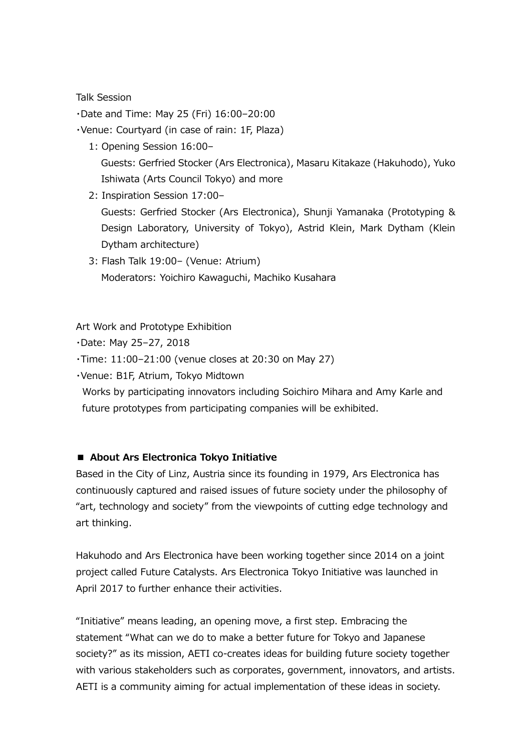Talk Session

・Date and Time: May 25 (Fri) 16:00–20:00

・Venue: Courtyard (in case of rain: 1F, Plaza)

1: Opening Session 16:00–
Guests: Gerfried Stocker (Ars Electronica), Masaru Kitakaze (Hakuhodo), Yuko Ishiwata (Arts Council Tokyo) and more

2: Inspiration Session 17:00–
Guests: Gerfried Stocker (Ars Electronica), Shunji Yamanaka (Prototyping & Design Laboratory, University of Tokyo), Astrid Klein, Mark Dytham (Klein Dytham architecture)

3: Flash Talk 19:00– (Venue: Atrium)
Moderators: Yoichiro Kawaguchi, Machiko Kusahara

Art Work and Prototype Exhibition

・Date: May 25–27, 2018

・Time: 11:00–21:00 (venue closes at 20:30 on May 27)

・Venue: B1F, Atrium, Tokyo Midtown

Works by participating innovators including Soichiro Mihara and Amy Karle and future prototypes from participating companies will be exhibited.

## ■ About Ars Electronica Tokyo Initiative

Based in the City of Linz, Austria since its founding in 1979, Ars Electronica has continuously captured and raised issues of future society under the philosophy of "art, technology and society" from the viewpoints of cutting edge technology and art thinking.

Hakuhodo and Ars Electronica have been working together since 2014 on a joint project called Future Catalysts. Ars Electronica Tokyo Initiative was launched in April 2017 to further enhance their activities.

"Initiative" means leading, an opening move, a first step. Embracing the statement "What can we do to make a better future for Tokyo and Japanese society?" as its mission, AETI co-creates ideas for building future society together with various stakeholders such as corporates, government, innovators, and artists. AETI is a community aiming for actual implementation of these ideas in society.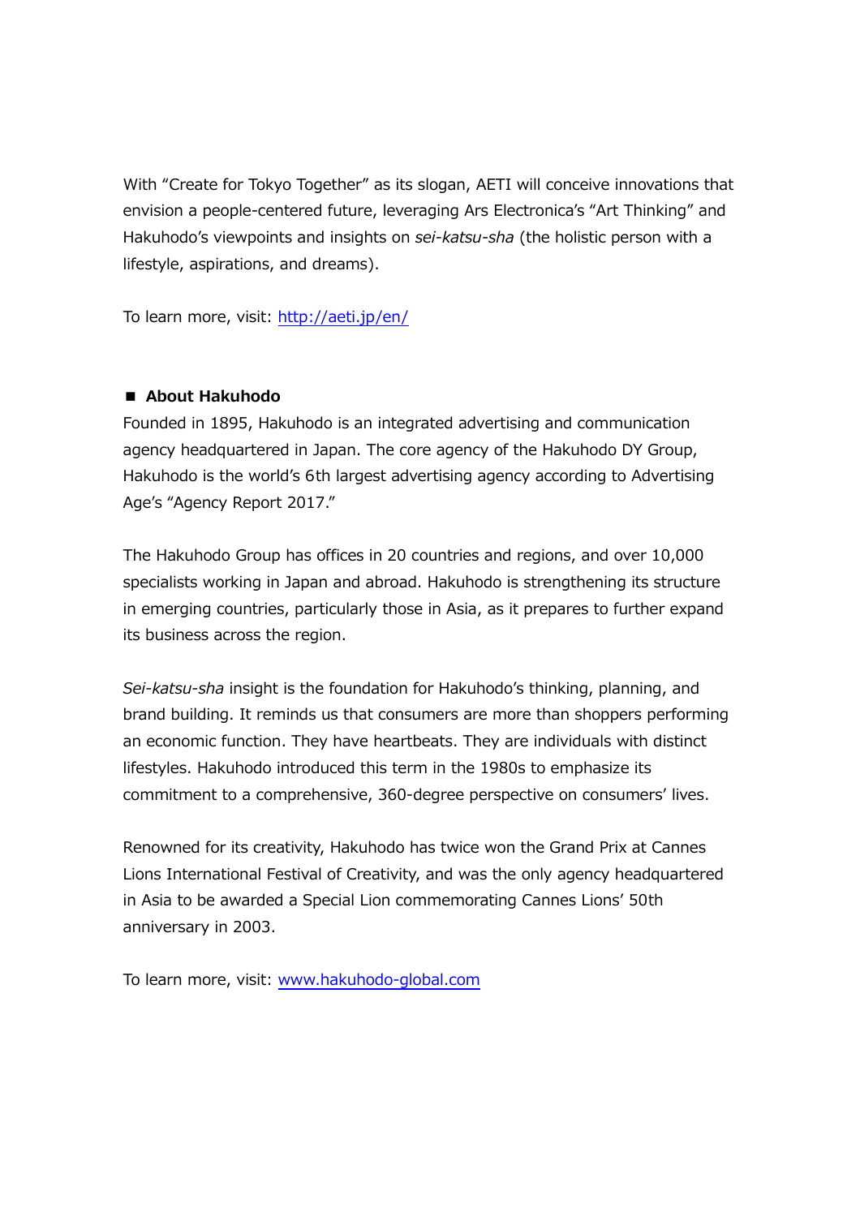With "Create for Tokyo Together" as its slogan, AETI will conceive innovations that envision a people-centered future, leveraging Ars Electronica's "Art Thinking" and Hakuhodo's viewpoints and insights on *sei-katsu-sha* (the holistic person with a lifestyle, aspirations, and dreams).

To learn more, visit: [http://aeti.jp/en/](http://aeti.jp/en/)

## ■ About Hakuhodo

Founded in 1895, Hakuhodo is an integrated advertising and communication agency headquartered in Japan. The core agency of the Hakuhodo DY Group, Hakuhodo is the world's 6th largest advertising agency according to Advertising Age's "Agency Report 2017."

The Hakuhodo Group has offices in 20 countries and regions, and over 10,000 specialists working in Japan and abroad. Hakuhodo is strengthening its structure in emerging countries, particularly those in Asia, as it prepares to further expand its business across the region.

*Sei-katsu-sha* insight is the foundation for Hakuhodo's thinking, planning, and brand building. It reminds us that consumers are more than shoppers performing an economic function. They have heartbeats. They are individuals with distinct lifestyles. Hakuhodo introduced this term in the 1980s to emphasize its commitment to a comprehensive, 360-degree perspective on consumers' lives.

Renowned for its creativity, Hakuhodo has twice won the Grand Prix at Cannes Lions International Festival of Creativity, and was the only agency headquartered in Asia to be awarded a Special Lion commemorating Cannes Lions' 50th anniversary in 2003.

To learn more, visit: [www.hakuhodo-global.com](www.hakuhodo-global.com)